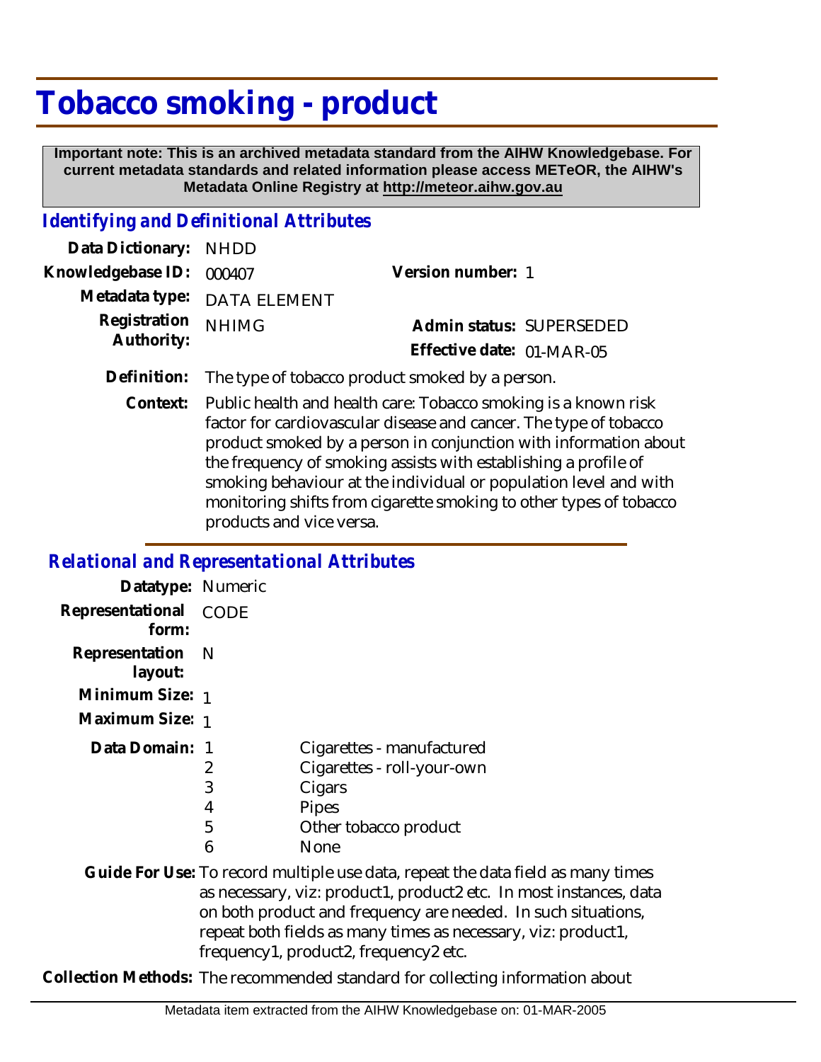# Tobacco smoking - product

**Important note: This is an archived metadata standard from the AIHW Knowledgebase. For current metadata standards and related information please access METeOR, the AIHW's Metadata Online Registry at http://meteor.aihw.gov.au**

## *Identifying and Definitional Attributes*

**Data Dictionary:** NHDD

**Knowledgebase ID:** 000407

**Version number:** 1

**Metadata type:** DATA ELEMENT

**Registration Authority:** NHIMG

**Admin status:** SUPERSEDED

**Effective date:** 01-MAR-05

**Definition:** The type of tobacco product smoked by a person.

**Context:** Public health and health care: Tobacco smoking is a known risk factor for cardiovascular disease and cancer. The type of tobacco product smoked by a person in conjunction with information about the frequency of smoking assists with establishing a profile of smoking behaviour at the individual or population level and with monitoring shifts from cigarette smoking to other types of tobacco products and vice versa.

## *Relational and Representational Attributes*

**Datatype:** Numeric

**Representational form:** CODE

**Representation layout:** N

**Minimum Size:** 1

**Maximum Size:** 1

**Data Domain:**

| Code | Description |
|---|---|
| 1 | Cigarettes - manufactured |
| 2 | Cigarettes - roll-your-own |
| 3 | Cigars |
| 4 | Pipes |
| 5 | Other tobacco product |
| 6 | None |

**Guide For Use:** To record multiple use data, repeat the data field as many times as necessary, viz: product1, product2 etc. In most instances, data on both product and frequency are needed. In such situations, repeat both fields as many times as necessary, viz: product1, frequency1, product2, frequency2 etc.

**Collection Methods:** The recommended standard for collecting information about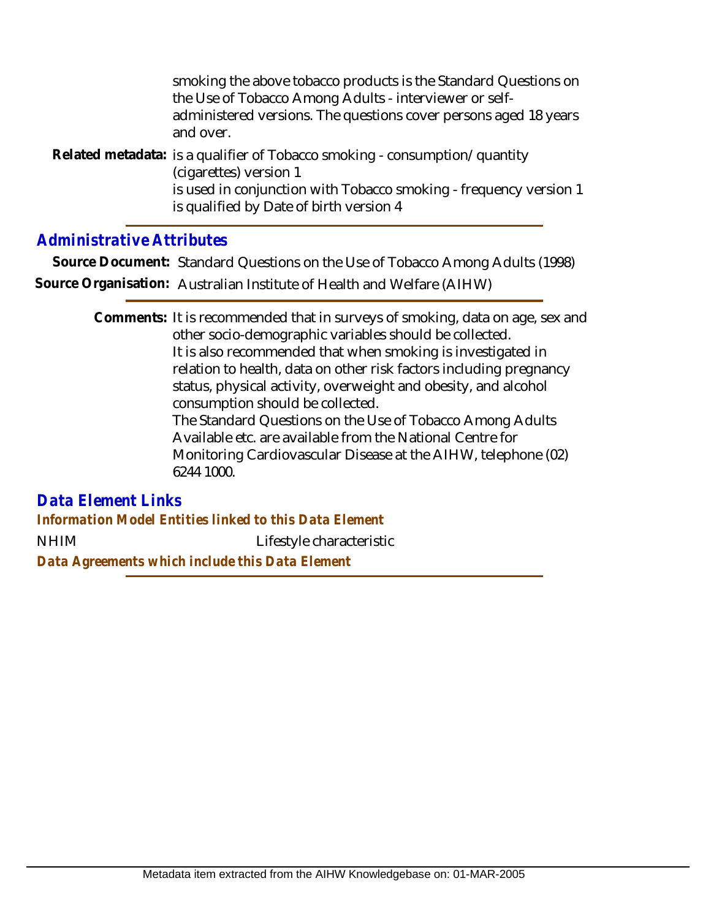smoking the above tobacco products is the Standard Questions on the Use of Tobacco Among Adults - interviewer or self-administered versions. The questions cover persons aged 18 years and over.

**Related metadata:** is a qualifier of Tobacco smoking - consumption/quantity (cigarettes) version 1
is used in conjunction with Tobacco smoking - frequency version 1
is qualified by Date of birth version 4

## Administrative Attributes

**Source Document:** Standard Questions on the Use of Tobacco Among Adults (1998)

**Source Organisation:** Australian Institute of Health and Welfare (AIHW)

**Comments:** It is recommended that in surveys of smoking, data on age, sex and other socio-demographic variables should be collected.
It is also recommended that when smoking is investigated in relation to health, data on other risk factors including pregnancy status, physical activity, overweight and obesity, and alcohol consumption should be collected.
The Standard Questions on the Use of Tobacco Among Adults Available etc. are available from the National Centre for Monitoring Cardiovascular Disease at the AIHW, telephone (02) 6244 1000.

## Data Element Links

### Information Model Entities linked to this Data Element

NHIM Lifestyle characteristic

### Data Agreements which include this Data Element